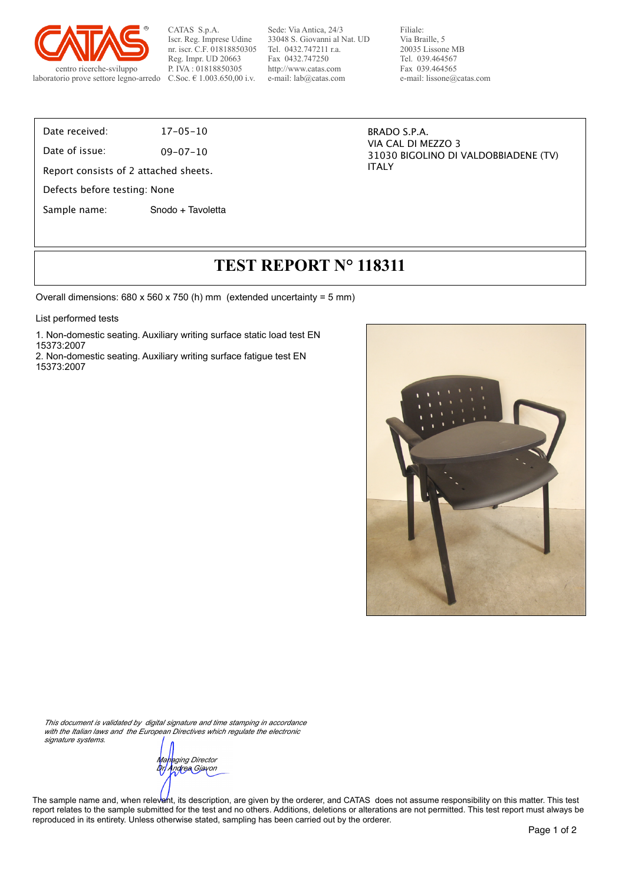CATAS S.p.A.
Iscr. Reg. Imprese Udine
nr. iscr. C.F. 01818850305
Reg. Impr. UD 20663
P. IVA : 01818850305
C.Soc. € 1.003.650,00 i.v.

Sede: Via Antica, 24/3
33048 S. Giovanni al Nat. UD
Tel. 0432.747211 r.a.
Fax 0432.747250
http://www.catas.com
e-mail: lab@catas.com

Filiale:
Via Braille, 5
20035 Lissone MB
Tel. 039.464567
Fax 039.464565
e-mail: lissone@catas.com

centro ricerche-sviluppo
laboratorio prove settore legno-arredo

Date received: 17-05-10

Date of issue: 09-07-10

Report consists of 2 attached sheets.

Defects before testing: None

Sample name: Snodo + Tavoletta

BRADO S.P.A.
VIA CAL DI MEZZO 3
31030 BIGOLINO DI VALDOBBIADENE (TV)
ITALY

# TEST REPORT N° 118311

Overall dimensions: 680 x 560 x 750 (h) mm (extended uncertainty = 5 mm)

List performed tests

1. Non-domestic seating. Auxiliary writing surface static load test EN 15373:2007
2. Non-domestic seating. Auxiliary writing surface fatigue test EN 15373:2007

*This document is validated by digital signature and time stamping in accordance with the Italian laws and the European Directives which regulate the electronic signature systems.*

*Managing Director*
*Dr. Andrea Giavon*

The sample name and, when relevant, its description, are given by the orderer, and CATAS does not assume responsibility on this matter. This test report relates to the sample submitted for the test and no others. Additions, deletions or alterations are not permitted. This test report must always be reproduced in its entirety. Unless otherwise stated, sampling has been carried out by the orderer.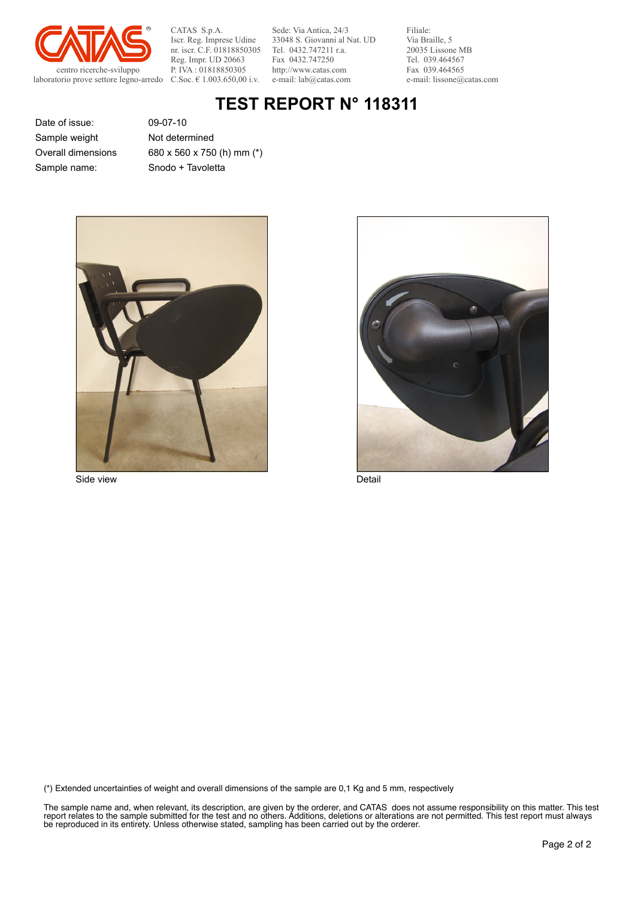CATAS S.p.A.
Iscr. Reg. Imprese Udine
nr. iscr. C.F. 01818850305
Reg. Impr. UD 20663
P. IVA : 01818850305
C.Soc. € 1.003.650,00 i.v.

Sede: Via Antica, 24/3
33048 S. Giovanni al Nat. UD
Tel. 0432.747211 r.a.
Fax 0432.747250
http://www.catas.com
e-mail: lab@catas.com

Filiale:
Via Braille, 5
20035 Lissone MB
Tel. 039.464567
Fax 039.464565
e-mail: lissone@catas.com

centro ricerche-sviluppo
laboratorio prove settore legno-arredo

# TEST REPORT N° 118311

| | |
|---|---|
| Date of issue: | 09-07-10 |
| Sample weight | Not determined |
| Overall dimensions | 680 x 560 x 750 (h) mm (*) |
| Sample name: | Snodo + Tavoletta |

Side view

Detail

(*) Extended uncertainties of weight and overall dimensions of the sample are 0,1 Kg and 5 mm, respectively

The sample name and, when relevant, its description, are given by the orderer, and CATAS does not assume responsibility on this matter. This test report relates to the sample submitted for the test and no others. Additions, deletions or alterations are not permitted. This test report must always be reproduced in its entirety. Unless otherwise stated, sampling has been carried out by the orderer.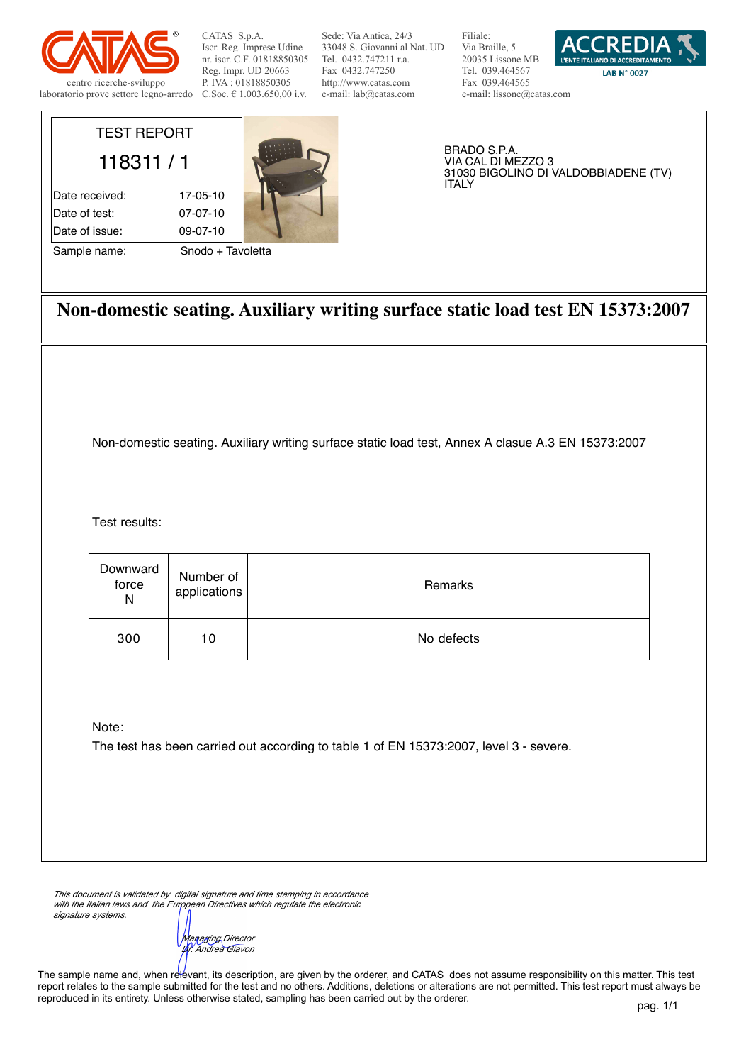CATAS S.p.A.
Iscr. Reg. Imprese Udine
nr. iscr. C.F. 01818850305
Reg. Impr. UD 20663
P. IVA : 01818850305
C.Soc. € 1.003.650,00 i.v.

Sede: Via Antica, 24/3
33048 S. Giovanni al Nat. UD
Tel. 0432.747211 r.a.
Fax 0432.747250
http://www.catas.com
e-mail: lab@catas.com

Filiale:
Via Braille, 5
20035 Lissone MB
Tel. 039.464567
Fax 039.464565
e-mail: lissone@catas.com

centro ricerche-sviluppo
laboratorio prove settore legno-arredo

ACCREDIA L'ENTE ITALIANO DI ACCREDITAMENTO LAB N° 0027

TEST REPORT

118311 / 1

| | |
|---|---|
| Date received: | 17-05-10 |
| Date of test: | 07-07-10 |
| Date of issue: | 09-07-10 |
| Sample name: | Snodo + Tavoletta |

BRADO S.P.A.
VIA CAL DI MEZZO 3
31030 BIGOLINO DI VALDOBBIADENE (TV)
ITALY

# Non-domestic seating. Auxiliary writing surface static load test EN 15373:2007

Non-domestic seating. Auxiliary writing surface static load test, Annex A clasue A.3 EN 15373:2007

Test results:

| Downward force N | Number of applications | Remarks |
|---|---|---|
| 300 | 10 | No defects |

Note:
The test has been carried out according to table 1 of EN 15373:2007, level 3 - severe.

*This document is validated by digital signature and time stamping in accordance with the Italian laws and the European Directives which regulate the electronic signature systems.*

*Managing Director*
*Dr. Andrea Giavon*

The sample name and, when relevant, its description, are given by the orderer, and CATAS does not assume responsibility on this matter. This test report relates to the sample submitted for the test and no others. Additions, deletions or alterations are not permitted. This test report must always be reproduced in its entirety. Unless otherwise stated, sampling has been carried out by the orderer.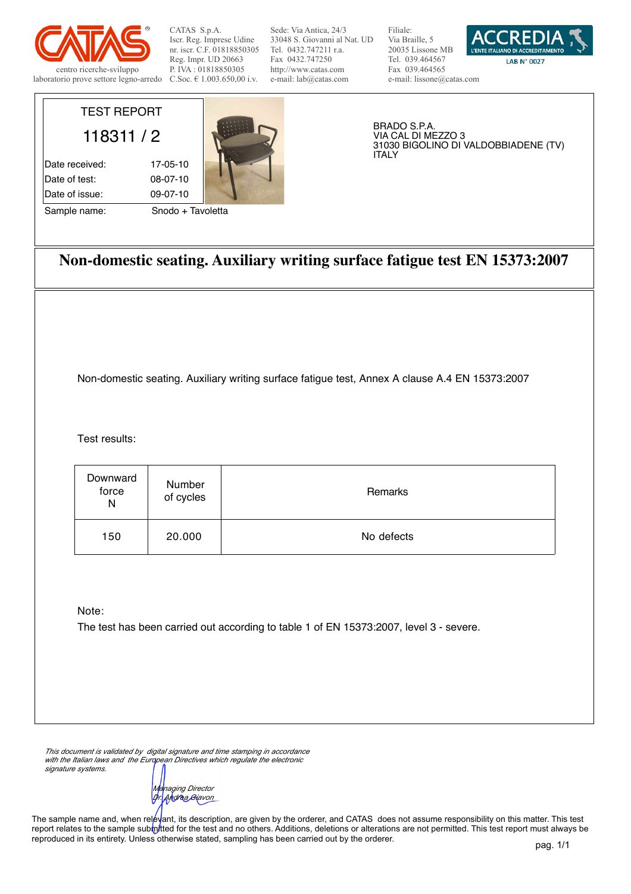CATAS S.p.A.
Iscr. Reg. Imprese Udine
nr. iscr. C.F. 01818850305
Reg. Impr. UD 20663
P. IVA : 01818850305
C.Soc. € 1.003.650,00 i.v.

Sede: Via Antica, 24/3
33048 S. Giovanni al Nat. UD
Tel. 0432.747211 r.a.
Fax 0432.747250
http://www.catas.com
e-mail: lab@catas.com

Filiale:
Via Braille, 5
20035 Lissone MB
Tel. 039.464567
Fax 039.464565
e-mail: lissone@catas.com

centro ricerche-sviluppo
laboratorio prove settore legno-arredo

ACCREDIA L'ENTE ITALIANO DI ACCREDITAMENTO
LAB N° 0027

TEST REPORT

118311 / 2

| | |
|---|---|
| Date received: | 17-05-10 |
| Date of test: | 08-07-10 |
| Date of issue: | 09-07-10 |
| Sample name: | Snodo + Tavoletta |

BRADO S.P.A.
VIA CAL DI MEZZO 3
31030 BIGOLINO DI VALDOBBIADENE (TV)
ITALY

# Non-domestic seating. Auxiliary writing surface fatigue test EN 15373:2007

Non-domestic seating. Auxiliary writing surface fatigue test, Annex A clause A.4 EN 15373:2007

Test results:

| Downward force N | Number of cycles | Remarks |
|---|---|---|
| 150 | 20.000 | No defects |

Note:
The test has been carried out according to table 1 of EN 15373:2007, level 3 - severe.

*This document is validated by digital signature and time stamping in accordance with the Italian laws and the European Directives which regulate the electronic signature systems.*

*Managing Director*
*Dr. Andrea Giavon*

The sample name and, when relevant, its description, are given by the orderer, and CATAS does not assume responsibility on this matter. This test report relates to the sample submitted for the test and no others. Additions, deletions or alterations are not permitted. This test report must always be reproduced in its entirety. Unless otherwise stated, sampling has been carried out by the orderer.